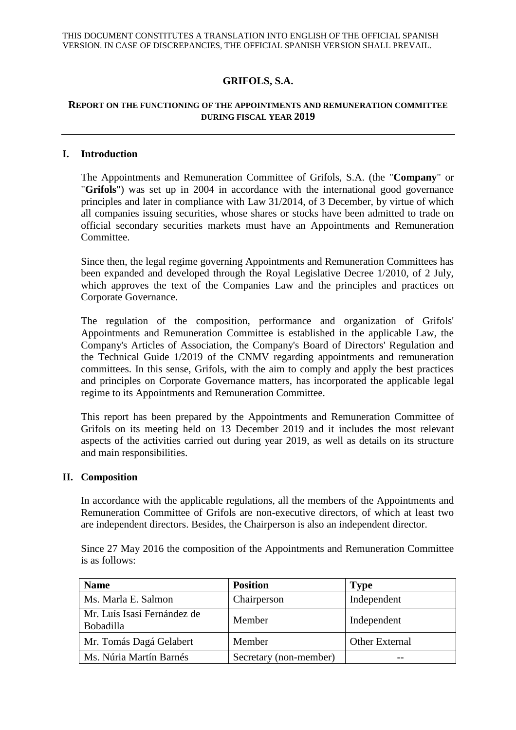THIS DOCUMENT CONSTITUTES A TRANSLATION INTO ENGLISH OF THE OFFICIAL SPANISH VERSION. IN CASE OF DISCREPANCIES, THE OFFICIAL SPANISH VERSION SHALL PREVAIL.

# GRIFOLS, S.A.

## REPORT ON THE FUNCTIONING OF THE APPOINTMENTS AND REMUNERATION COMMITTEE DURING FISCAL YEAR 2019

---

## I. Introduction

The Appointments and Remuneration Committee of Grifols, S.A. (the "**Company**" or "**Grifols**") was set up in 2004 in accordance with the international good governance principles and later in compliance with Law 31/2014, of 3 December, by virtue of which all companies issuing securities, whose shares or stocks have been admitted to trade on official secondary securities markets must have an Appointments and Remuneration Committee.

Since then, the legal regime governing Appointments and Remuneration Committees has been expanded and developed through the Royal Legislative Decree 1/2010, of 2 July, which approves the text of the Companies Law and the principles and practices on Corporate Governance.

The regulation of the composition, performance and organization of Grifols' Appointments and Remuneration Committee is established in the applicable Law, the Company's Articles of Association, the Company's Board of Directors' Regulation and the Technical Guide 1/2019 of the CNMV regarding appointments and remuneration committees. In this sense, Grifols, with the aim to comply and apply the best practices and principles on Corporate Governance matters, has incorporated the applicable legal regime to its Appointments and Remuneration Committee.

This report has been prepared by the Appointments and Remuneration Committee of Grifols on its meeting held on 13 December 2019 and it includes the most relevant aspects of the activities carried out during year 2019, as well as details on its structure and main responsibilities.

## II. Composition

In accordance with the applicable regulations, all the members of the Appointments and Remuneration Committee of Grifols are non-executive directors, of which at least two are independent directors. Besides, the Chairperson is also an independent director.

Since 27 May 2016 the composition of the Appointments and Remuneration Committee is as follows:

| Name | Position | Type |
| --- | --- | --- |
| Ms. Marla E. Salmon | Chairperson | Independent |
| Mr. Luís Isasi Fernández de Bobadilla | Member | Independent |
| Mr. Tomás Dagá Gelabert | Member | Other External |
| Ms. Núria Martín Barnés | Secretary (non-member) | -- |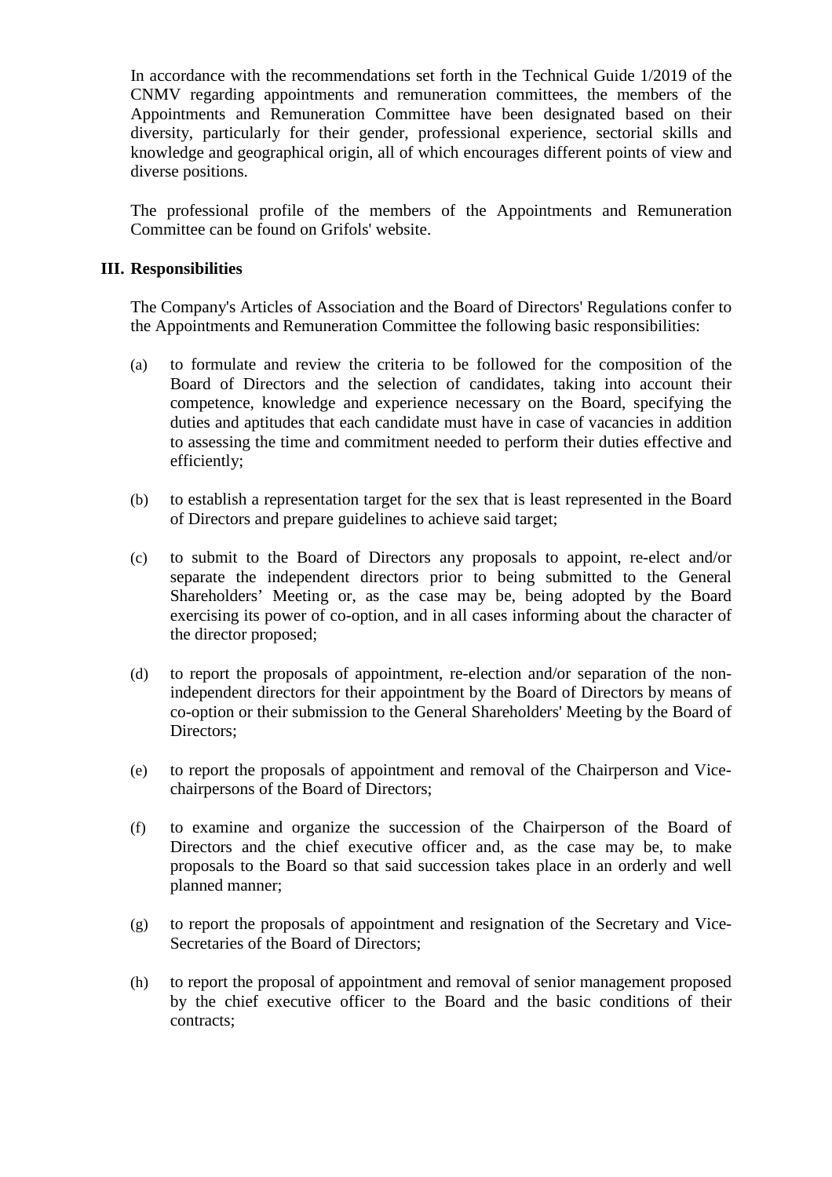In accordance with the recommendations set forth in the Technical Guide 1/2019 of the CNMV regarding appointments and remuneration committees, the members of the Appointments and Remuneration Committee have been designated based on their diversity, particularly for their gender, professional experience, sectorial skills and knowledge and geographical origin, all of which encourages different points of view and diverse positions.

The professional profile of the members of the Appointments and Remuneration Committee can be found on Grifols' website.

## III. Responsibilities

The Company's Articles of Association and the Board of Directors' Regulations confer to the Appointments and Remuneration Committee the following basic responsibilities:

(a) to formulate and review the criteria to be followed for the composition of the Board of Directors and the selection of candidates, taking into account their competence, knowledge and experience necessary on the Board, specifying the duties and aptitudes that each candidate must have in case of vacancies in addition to assessing the time and commitment needed to perform their duties effective and efficiently;

(b) to establish a representation target for the sex that is least represented in the Board of Directors and prepare guidelines to achieve said target;

(c) to submit to the Board of Directors any proposals to appoint, re-elect and/or separate the independent directors prior to being submitted to the General Shareholders' Meeting or, as the case may be, being adopted by the Board exercising its power of co-option, and in all cases informing about the character of the director proposed;

(d) to report the proposals of appointment, re-election and/or separation of the non-independent directors for their appointment by the Board of Directors by means of co-option or their submission to the General Shareholders' Meeting by the Board of Directors;

(e) to report the proposals of appointment and removal of the Chairperson and Vice-chairpersons of the Board of Directors;

(f) to examine and organize the succession of the Chairperson of the Board of Directors and the chief executive officer and, as the case may be, to make proposals to the Board so that said succession takes place in an orderly and well planned manner;

(g) to report the proposals of appointment and resignation of the Secretary and Vice-Secretaries of the Board of Directors;

(h) to report the proposal of appointment and removal of senior management proposed by the chief executive officer to the Board and the basic conditions of their contracts;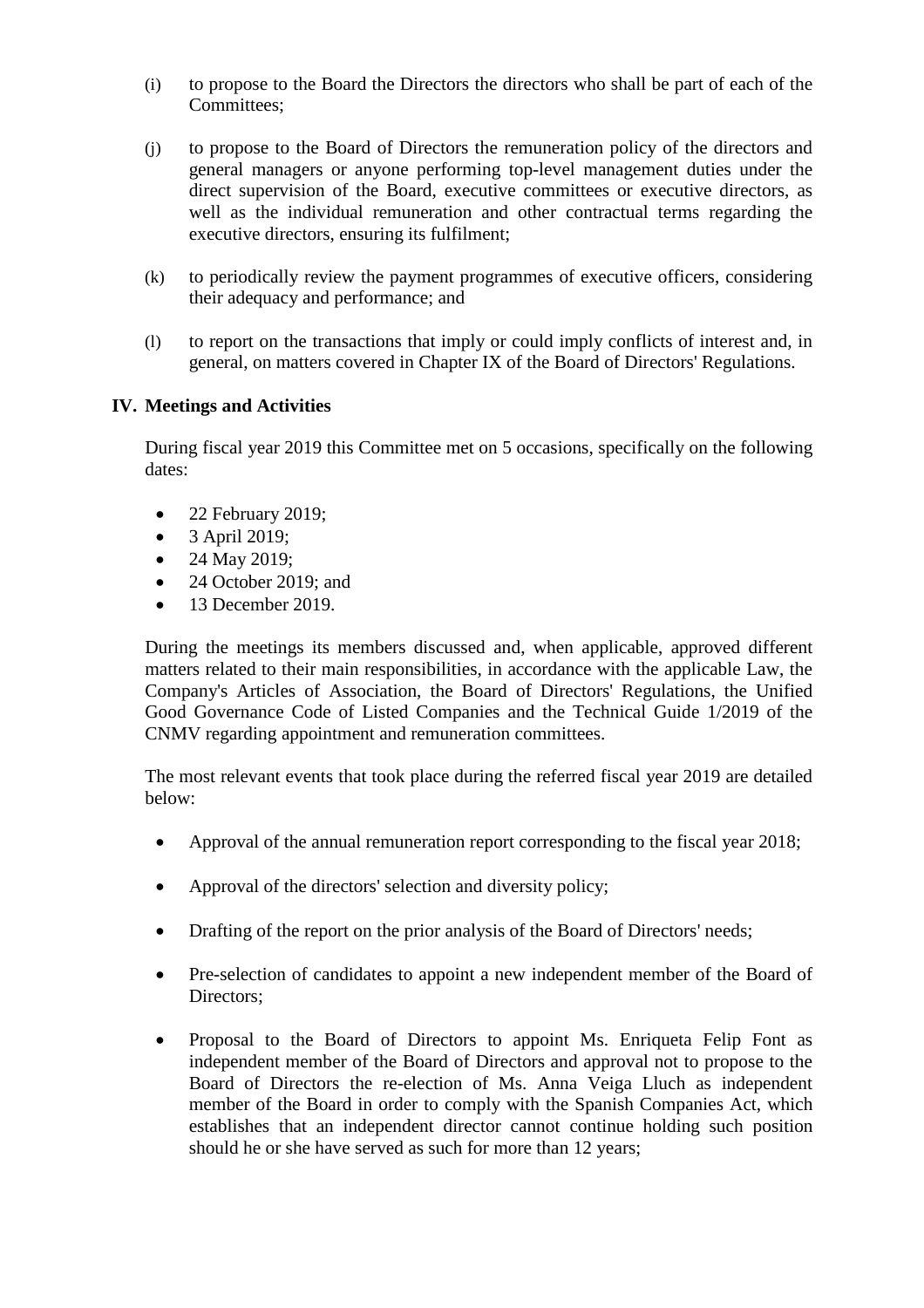(i) to propose to the Board the Directors the directors who shall be part of each of the Committees;

(j) to propose to the Board of Directors the remuneration policy of the directors and general managers or anyone performing top-level management duties under the direct supervision of the Board, executive committees or executive directors, as well as the individual remuneration and other contractual terms regarding the executive directors, ensuring its fulfilment;

(k) to periodically review the payment programmes of executive officers, considering their adequacy and performance; and

(l) to report on the transactions that imply or could imply conflicts of interest and, in general, on matters covered in Chapter IX of the Board of Directors' Regulations.

## IV. Meetings and Activities

During fiscal year 2019 this Committee met on 5 occasions, specifically on the following dates:

- 22 February 2019;
- 3 April 2019;
- 24 May 2019;
- 24 October 2019; and
- 13 December 2019.

During the meetings its members discussed and, when applicable, approved different matters related to their main responsibilities, in accordance with the applicable Law, the Company's Articles of Association, the Board of Directors' Regulations, the Unified Good Governance Code of Listed Companies and the Technical Guide 1/2019 of the CNMV regarding appointment and remuneration committees.

The most relevant events that took place during the referred fiscal year 2019 are detailed below:

- Approval of the annual remuneration report corresponding to the fiscal year 2018;
- Approval of the directors' selection and diversity policy;
- Drafting of the report on the prior analysis of the Board of Directors' needs;
- Pre-selection of candidates to appoint a new independent member of the Board of Directors;
- Proposal to the Board of Directors to appoint Ms. Enriqueta Felip Font as independent member of the Board of Directors and approval not to propose to the Board of Directors the re-election of Ms. Anna Veiga Lluch as independent member of the Board in order to comply with the Spanish Companies Act, which establishes that an independent director cannot continue holding such position should he or she have served as such for more than 12 years;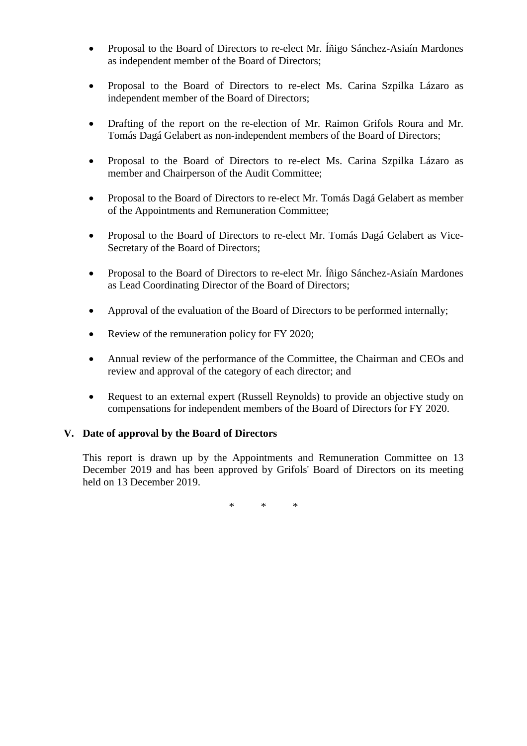- Proposal to the Board of Directors to re-elect Mr. Íñigo Sánchez-Asiaín Mardones as independent member of the Board of Directors;

- Proposal to the Board of Directors to re-elect Ms. Carina Szpilka Lázaro as independent member of the Board of Directors;

- Drafting of the report on the re-election of Mr. Raimon Grifols Roura and Mr. Tomás Dagá Gelabert as non-independent members of the Board of Directors;

- Proposal to the Board of Directors to re-elect Ms. Carina Szpilka Lázaro as member and Chairperson of the Audit Committee;

- Proposal to the Board of Directors to re-elect Mr. Tomás Dagá Gelabert as member of the Appointments and Remuneration Committee;

- Proposal to the Board of Directors to re-elect Mr. Tomás Dagá Gelabert as Vice-Secretary of the Board of Directors;

- Proposal to the Board of Directors to re-elect Mr. Íñigo Sánchez-Asiaín Mardones as Lead Coordinating Director of the Board of Directors;

- Approval of the evaluation of the Board of Directors to be performed internally;

- Review of the remuneration policy for FY 2020;

- Annual review of the performance of the Committee, the Chairman and CEOs and review and approval of the category of each director; and

- Request to an external expert (Russell Reynolds) to provide an objective study on compensations for independent members of the Board of Directors for FY 2020.

## V. Date of approval by the Board of Directors

This report is drawn up by the Appointments and Remuneration Committee on 13 December 2019 and has been approved by Grifols' Board of Directors on its meeting held on 13 December 2019.

\* \* \*